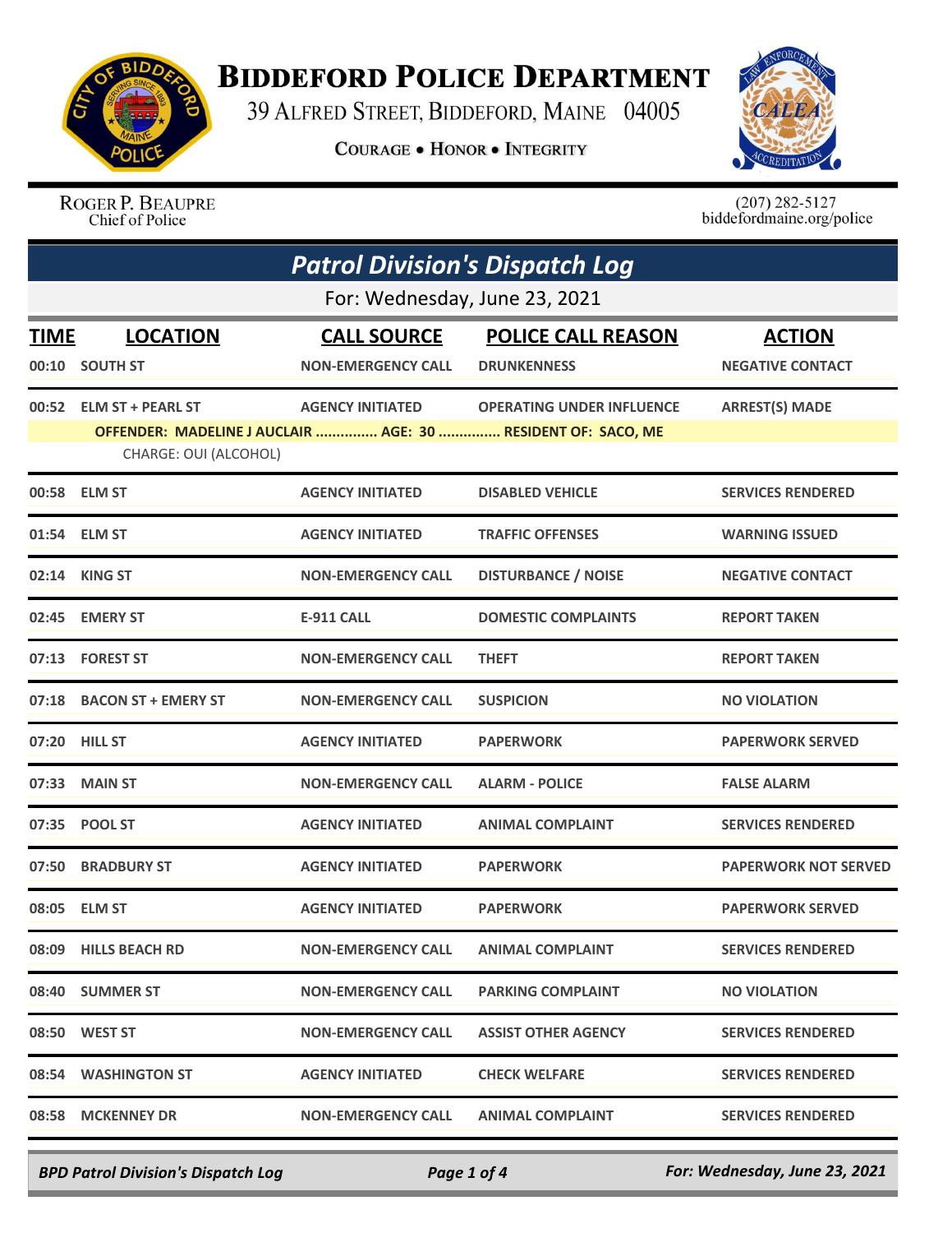# BIDDEFORD POLICE DEPARTMENT

39 ALFRED STREET, BIDDEFORD, MAINE 04005

COURAGE • HONOR • INTEGRITY

ROGER P. BEAUPRE
Chief of Police

(207) 282-5127
biddefordmaine.org/police

## *Patrol Division's Dispatch Log*

For: Wednesday, June 23, 2021

| TIME | LOCATION | CALL SOURCE | POLICE CALL REASON | ACTION |
|---|---|---|---|---|
| 00:10 | SOUTH ST | NON-EMERGENCY CALL | DRUNKENNESS | NEGATIVE CONTACT |
| 00:52 | ELM ST + PEARL ST | AGENCY INITIATED | OPERATING UNDER INFLUENCE | ARREST(S) MADE |
| | OFFENDER: MADELINE J AUCLAIR ............... AGE: 30 ............... RESIDENT OF: SACO, ME | | | |
| | CHARGE: OUI (ALCOHOL) | | | |
| 00:58 | ELM ST | AGENCY INITIATED | DISABLED VEHICLE | SERVICES RENDERED |
| 01:54 | ELM ST | AGENCY INITIATED | TRAFFIC OFFENSES | WARNING ISSUED |
| 02:14 | KING ST | NON-EMERGENCY CALL | DISTURBANCE / NOISE | NEGATIVE CONTACT |
| 02:45 | EMERY ST | E-911 CALL | DOMESTIC COMPLAINTS | REPORT TAKEN |
| 07:13 | FOREST ST | NON-EMERGENCY CALL | THEFT | REPORT TAKEN |
| 07:18 | BACON ST + EMERY ST | NON-EMERGENCY CALL | SUSPICION | NO VIOLATION |
| 07:20 | HILL ST | AGENCY INITIATED | PAPERWORK | PAPERWORK SERVED |
| 07:33 | MAIN ST | NON-EMERGENCY CALL | ALARM - POLICE | FALSE ALARM |
| 07:35 | POOL ST | AGENCY INITIATED | ANIMAL COMPLAINT | SERVICES RENDERED |
| 07:50 | BRADBURY ST | AGENCY INITIATED | PAPERWORK | PAPERWORK NOT SERVED |
| 08:05 | ELM ST | AGENCY INITIATED | PAPERWORK | PAPERWORK SERVED |
| 08:09 | HILLS BEACH RD | NON-EMERGENCY CALL | ANIMAL COMPLAINT | SERVICES RENDERED |
| 08:40 | SUMMER ST | NON-EMERGENCY CALL | PARKING COMPLAINT | NO VIOLATION |
| 08:50 | WEST ST | NON-EMERGENCY CALL | ASSIST OTHER AGENCY | SERVICES RENDERED |
| 08:54 | WASHINGTON ST | AGENCY INITIATED | CHECK WELFARE | SERVICES RENDERED |
| 08:58 | MCKENNEY DR | NON-EMERGENCY CALL | ANIMAL COMPLAINT | SERVICES RENDERED |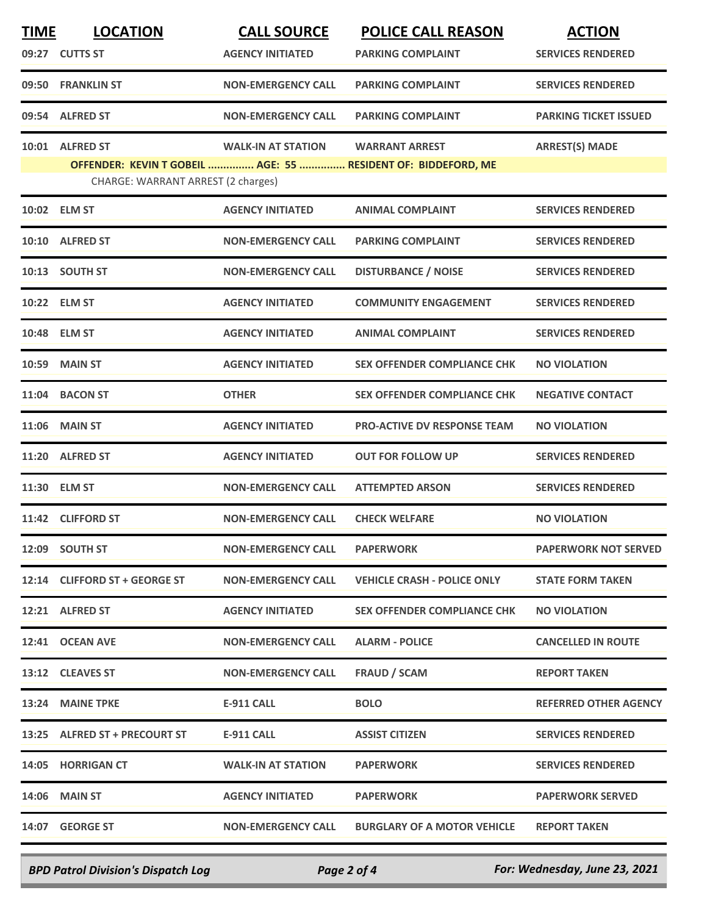| TIME | LOCATION | CALL SOURCE | POLICE CALL REASON | ACTION |
|---|---|---|---|---|
| 09:27 | CUTTS ST | AGENCY INITIATED | PARKING COMPLAINT | SERVICES RENDERED |
| 09:50 | FRANKLIN ST | NON-EMERGENCY CALL | PARKING COMPLAINT | SERVICES RENDERED |
| 09:54 | ALFRED ST | NON-EMERGENCY CALL | PARKING COMPLAINT | PARKING TICKET ISSUED |
| 10:01 | ALFRED ST | WALK-IN AT STATION | WARRANT ARREST | ARREST(S) MADE |
| | **OFFENDER: KEVIN T GOBEIL ............... AGE: 55 ............... RESIDENT OF: BIDDEFORD, ME** | | | |
| | CHARGE: WARRANT ARREST (2 charges) | | | |
| 10:02 | ELM ST | AGENCY INITIATED | ANIMAL COMPLAINT | SERVICES RENDERED |
| 10:10 | ALFRED ST | NON-EMERGENCY CALL | PARKING COMPLAINT | SERVICES RENDERED |
| 10:13 | SOUTH ST | NON-EMERGENCY CALL | DISTURBANCE / NOISE | SERVICES RENDERED |
| 10:22 | ELM ST | AGENCY INITIATED | COMMUNITY ENGAGEMENT | SERVICES RENDERED |
| 10:48 | ELM ST | AGENCY INITIATED | ANIMAL COMPLAINT | SERVICES RENDERED |
| 10:59 | MAIN ST | AGENCY INITIATED | SEX OFFENDER COMPLIANCE CHK | NO VIOLATION |
| 11:04 | BACON ST | OTHER | SEX OFFENDER COMPLIANCE CHK | NEGATIVE CONTACT |
| 11:06 | MAIN ST | AGENCY INITIATED | PRO-ACTIVE DV RESPONSE TEAM | NO VIOLATION |
| 11:20 | ALFRED ST | AGENCY INITIATED | OUT FOR FOLLOW UP | SERVICES RENDERED |
| 11:30 | ELM ST | NON-EMERGENCY CALL | ATTEMPTED ARSON | SERVICES RENDERED |
| 11:42 | CLIFFORD ST | NON-EMERGENCY CALL | CHECK WELFARE | NO VIOLATION |
| 12:09 | SOUTH ST | NON-EMERGENCY CALL | PAPERWORK | PAPERWORK NOT SERVED |
| 12:14 | CLIFFORD ST + GEORGE ST | NON-EMERGENCY CALL | VEHICLE CRASH - POLICE ONLY | STATE FORM TAKEN |
| 12:21 | ALFRED ST | AGENCY INITIATED | SEX OFFENDER COMPLIANCE CHK | NO VIOLATION |
| 12:41 | OCEAN AVE | NON-EMERGENCY CALL | ALARM - POLICE | CANCELLED IN ROUTE |
| 13:12 | CLEAVES ST | NON-EMERGENCY CALL | FRAUD / SCAM | REPORT TAKEN |
| 13:24 | MAINE TPKE | E-911 CALL | BOLO | REFERRED OTHER AGENCY |
| 13:25 | ALFRED ST + PRECOURT ST | E-911 CALL | ASSIST CITIZEN | SERVICES RENDERED |
| 14:05 | HORRIGAN CT | WALK-IN AT STATION | PAPERWORK | SERVICES RENDERED |
| 14:06 | MAIN ST | AGENCY INITIATED | PAPERWORK | PAPERWORK SERVED |
| 14:07 | GEORGE ST | NON-EMERGENCY CALL | BURGLARY OF A MOTOR VEHICLE | REPORT TAKEN |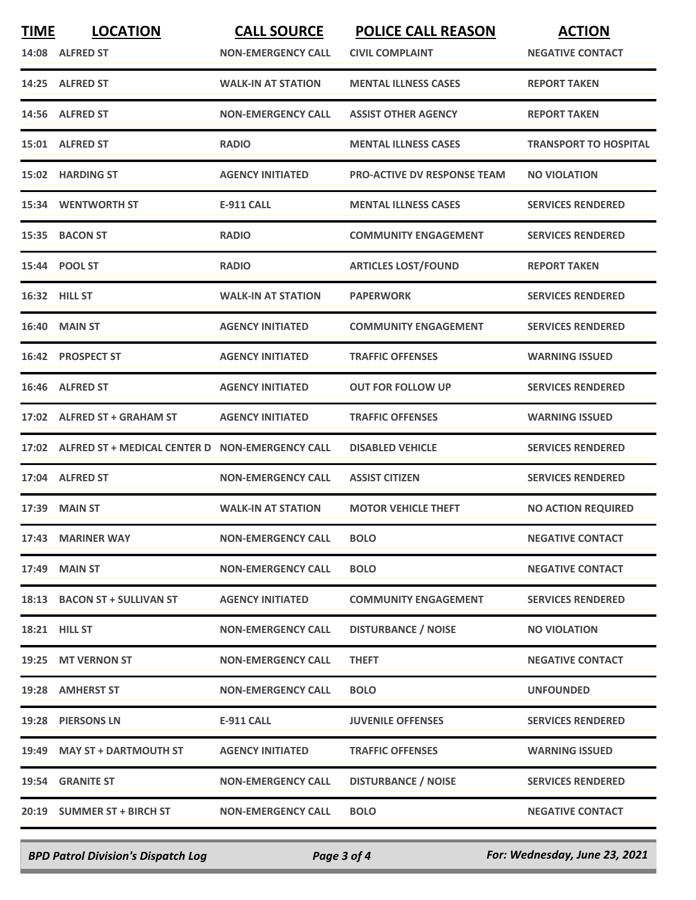| TIME | LOCATION | CALL SOURCE | POLICE CALL REASON | ACTION |
|---|---|---|---|---|
| 14:08 | ALFRED ST | NON-EMERGENCY CALL | CIVIL COMPLAINT | NEGATIVE CONTACT |
| 14:25 | ALFRED ST | WALK-IN AT STATION | MENTAL ILLNESS CASES | REPORT TAKEN |
| 14:56 | ALFRED ST | NON-EMERGENCY CALL | ASSIST OTHER AGENCY | REPORT TAKEN |
| 15:01 | ALFRED ST | RADIO | MENTAL ILLNESS CASES | TRANSPORT TO HOSPITAL |
| 15:02 | HARDING ST | AGENCY INITIATED | PRO-ACTIVE DV RESPONSE TEAM | NO VIOLATION |
| 15:34 | WENTWORTH ST | E-911 CALL | MENTAL ILLNESS CASES | SERVICES RENDERED |
| 15:35 | BACON ST | RADIO | COMMUNITY ENGAGEMENT | SERVICES RENDERED |
| 15:44 | POOL ST | RADIO | ARTICLES LOST/FOUND | REPORT TAKEN |
| 16:32 | HILL ST | WALK-IN AT STATION | PAPERWORK | SERVICES RENDERED |
| 16:40 | MAIN ST | AGENCY INITIATED | COMMUNITY ENGAGEMENT | SERVICES RENDERED |
| 16:42 | PROSPECT ST | AGENCY INITIATED | TRAFFIC OFFENSES | WARNING ISSUED |
| 16:46 | ALFRED ST | AGENCY INITIATED | OUT FOR FOLLOW UP | SERVICES RENDERED |
| 17:02 | ALFRED ST + GRAHAM ST | AGENCY INITIATED | TRAFFIC OFFENSES | WARNING ISSUED |
| 17:02 | ALFRED ST + MEDICAL CENTER D | NON-EMERGENCY CALL | DISABLED VEHICLE | SERVICES RENDERED |
| 17:04 | ALFRED ST | NON-EMERGENCY CALL | ASSIST CITIZEN | SERVICES RENDERED |
| 17:39 | MAIN ST | WALK-IN AT STATION | MOTOR VEHICLE THEFT | NO ACTION REQUIRED |
| 17:43 | MARINER WAY | NON-EMERGENCY CALL | BOLO | NEGATIVE CONTACT |
| 17:49 | MAIN ST | NON-EMERGENCY CALL | BOLO | NEGATIVE CONTACT |
| 18:13 | BACON ST + SULLIVAN ST | AGENCY INITIATED | COMMUNITY ENGAGEMENT | SERVICES RENDERED |
| 18:21 | HILL ST | NON-EMERGENCY CALL | DISTURBANCE / NOISE | NO VIOLATION |
| 19:25 | MT VERNON ST | NON-EMERGENCY CALL | THEFT | NEGATIVE CONTACT |
| 19:28 | AMHERST ST | NON-EMERGENCY CALL | BOLO | UNFOUNDED |
| 19:28 | PIERSONS LN | E-911 CALL | JUVENILE OFFENSES | SERVICES RENDERED |
| 19:49 | MAY ST + DARTMOUTH ST | AGENCY INITIATED | TRAFFIC OFFENSES | WARNING ISSUED |
| 19:54 | GRANITE ST | NON-EMERGENCY CALL | DISTURBANCE / NOISE | SERVICES RENDERED |
| 20:19 | SUMMER ST + BIRCH ST | NON-EMERGENCY CALL | BOLO | NEGATIVE CONTACT |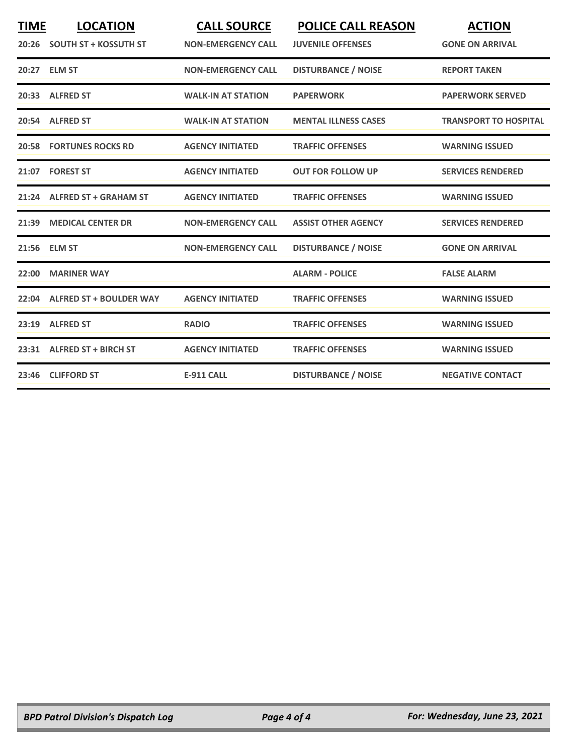| TIME | LOCATION | CALL SOURCE | POLICE CALL REASON | ACTION |
|---|---|---|---|---|
| 20:26 | SOUTH ST + KOSSUTH ST | NON-EMERGENCY CALL | JUVENILE OFFENSES | GONE ON ARRIVAL |
| 20:27 | ELM ST | NON-EMERGENCY CALL | DISTURBANCE / NOISE | REPORT TAKEN |
| 20:33 | ALFRED ST | WALK-IN AT STATION | PAPERWORK | PAPERWORK SERVED |
| 20:54 | ALFRED ST | WALK-IN AT STATION | MENTAL ILLNESS CASES | TRANSPORT TO HOSPITAL |
| 20:58 | FORTUNES ROCKS RD | AGENCY INITIATED | TRAFFIC OFFENSES | WARNING ISSUED |
| 21:07 | FOREST ST | AGENCY INITIATED | OUT FOR FOLLOW UP | SERVICES RENDERED |
| 21:24 | ALFRED ST + GRAHAM ST | AGENCY INITIATED | TRAFFIC OFFENSES | WARNING ISSUED |
| 21:39 | MEDICAL CENTER DR | NON-EMERGENCY CALL | ASSIST OTHER AGENCY | SERVICES RENDERED |
| 21:56 | ELM ST | NON-EMERGENCY CALL | DISTURBANCE / NOISE | GONE ON ARRIVAL |
| 22:00 | MARINER WAY | | ALARM - POLICE | FALSE ALARM |
| 22:04 | ALFRED ST + BOULDER WAY | AGENCY INITIATED | TRAFFIC OFFENSES | WARNING ISSUED |
| 23:19 | ALFRED ST | RADIO | TRAFFIC OFFENSES | WARNING ISSUED |
| 23:31 | ALFRED ST + BIRCH ST | AGENCY INITIATED | TRAFFIC OFFENSES | WARNING ISSUED |
| 23:46 | CLIFFORD ST | E-911 CALL | DISTURBANCE / NOISE | NEGATIVE CONTACT |

*BPD Patrol Division's Dispatch Log* *For: Wednesday, June 23, 2021*